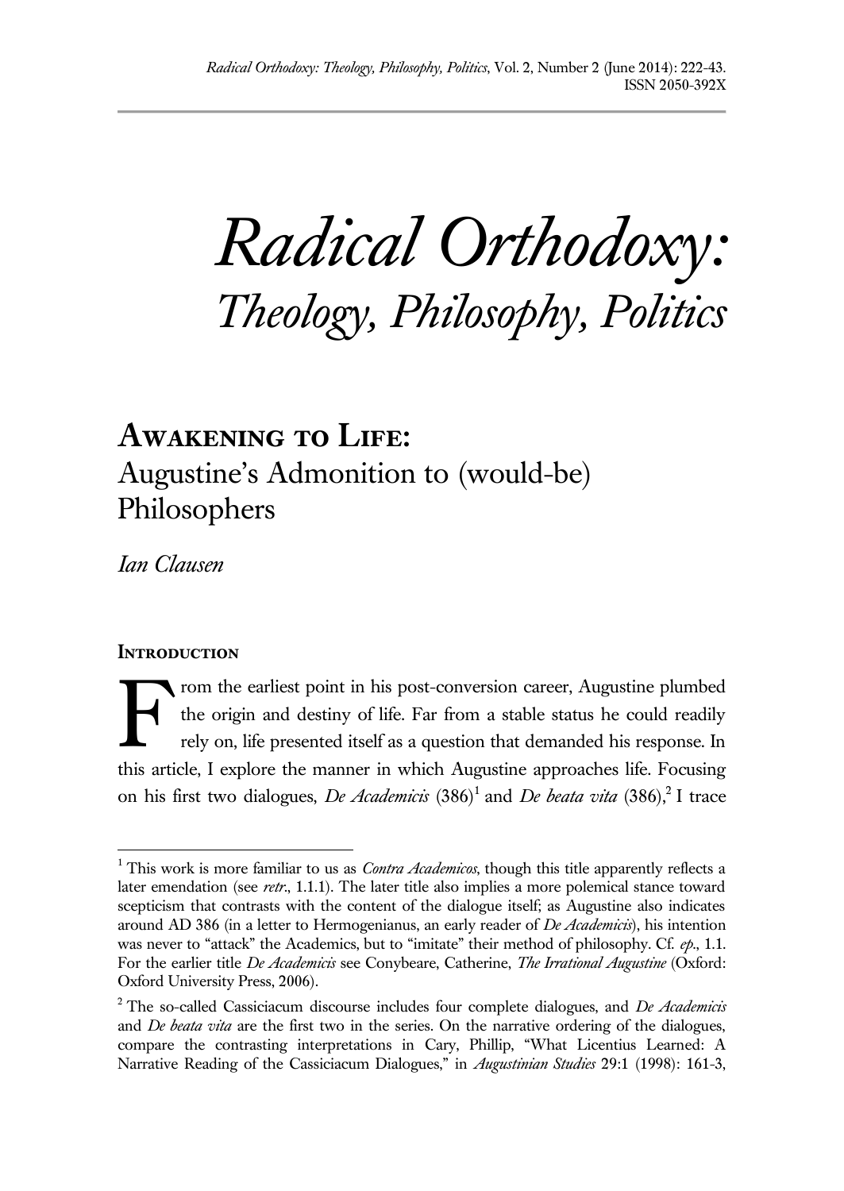# Radical Orthodoxy: *Theology, Philosophy, Politics*

## Awakening to Life: Augustine's Admonition to (would-be) Philosophers

*Ian Clausen*

### Introduction

From the earliest point in his post-conversion career, Augustine plumbed the origin and destiny of life. Far from a stable status he could readily rely on, life presented itself as a question that demanded his response. In this article, I explore the manner in which Augustine approaches life. Focusing on his first two dialogues, *De Academicis* (386)[1] and *De beata vita* (386),[2] I trace

---

[1] This work is more familiar to us as *Contra Academicos*, though this title apparently reflects a later emendation (see *retr*., 1.1.1). The later title also implies a more polemical stance toward scepticism that contrasts with the content of the dialogue itself; as Augustine also indicates around AD 386 (in a letter to Hermogenianus, an early reader of *De Academicis*), his intention was never to "attack" the Academics, but to "imitate" their method of philosophy. Cf. *ep*., 1.1. For the earlier title *De Academicis* see Conybeare, Catherine, *The Irrational Augustine* (Oxford: Oxford University Press, 2006).

[2] The so-called Cassiciacum discourse includes four complete dialogues, and *De Academicis* and *De beata vita* are the first two in the series. On the narrative ordering of the dialogues, compare the contrasting interpretations in Cary, Phillip, "What Licentius Learned: A Narrative Reading of the Cassiciacum Dialogues," in *Augustinian Studies* 29:1 (1998): 161-3,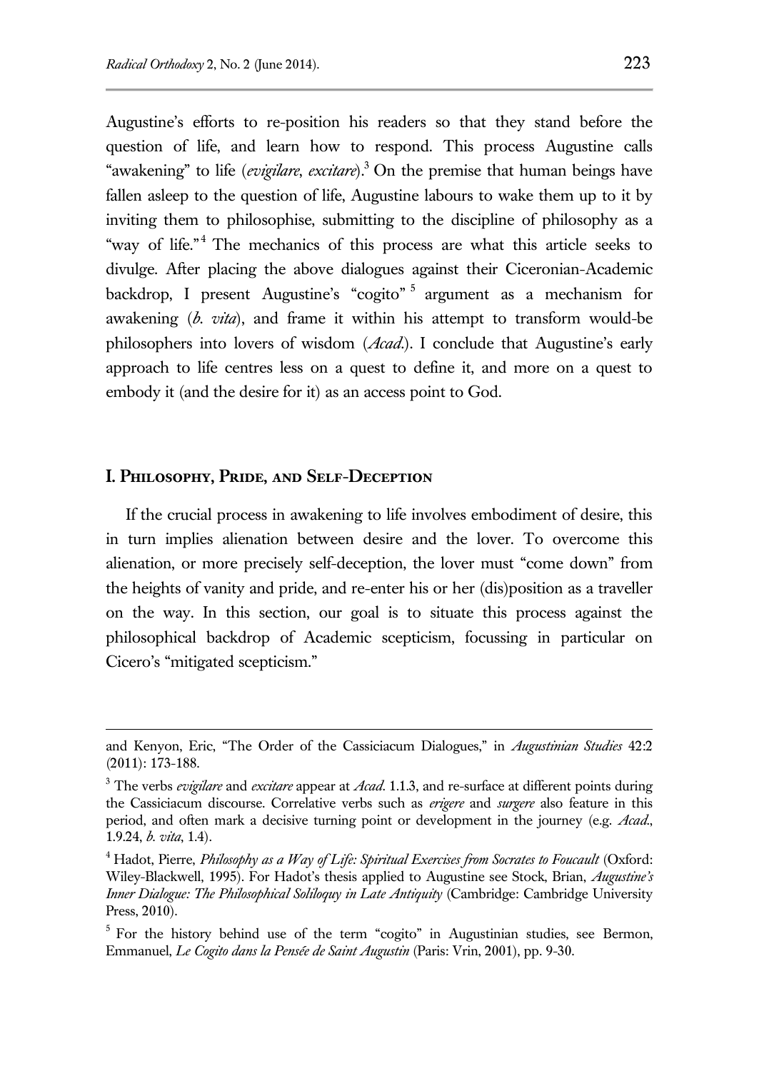Augustine's efforts to re-position his readers so that they stand before the question of life, and learn how to respond. This process Augustine calls "awakening" to life (*evigilare*, *excitare*).[3] On the premise that human beings have fallen asleep to the question of life, Augustine labours to wake them up to it by inviting them to philosophise, submitting to the discipline of philosophy as a "way of life."[4] The mechanics of this process are what this article seeks to divulge. After placing the above dialogues against their Ciceronian-Academic backdrop, I present Augustine's "cogito"[5] argument as a mechanism for awakening (*b. vita*), and frame it within his attempt to transform would-be philosophers into lovers of wisdom (*Acad.*). I conclude that Augustine's early approach to life centres less on a quest to define it, and more on a quest to embody it (and the desire for it) as an access point to God.

## I. Philosophy, Pride, and Self-Deception

If the crucial process in awakening to life involves embodiment of desire, this in turn implies alienation between desire and the lover. To overcome this alienation, or more precisely self-deception, the lover must "come down" from the heights of vanity and pride, and re-enter his or her (dis)position as a traveller on the way. In this section, our goal is to situate this process against the philosophical backdrop of Academic scepticism, focussing in particular on Cicero's "mitigated scepticism."

---

and Kenyon, Eric, "The Order of the Cassiciacum Dialogues," in *Augustinian Studies* 42:2 (2011): 173-188.

[3] The verbs *evigilare* and *excitare* appear at *Acad.* 1.1.3, and re-surface at different points during the Cassiciacum discourse. Correlative verbs such as *erigere* and *surgere* also feature in this period, and often mark a decisive turning point or development in the journey (e.g. *Acad.*, 1.9.24, *b. vita*, 1.4).

[4] Hadot, Pierre, *Philosophy as a Way of Life: Spiritual Exercises from Socrates to Foucault* (Oxford: Wiley-Blackwell, 1995). For Hadot's thesis applied to Augustine see Stock, Brian, *Augustine's Inner Dialogue: The Philosophical Soliloquy in Late Antiquity* (Cambridge: Cambridge University Press, 2010).

[5] For the history behind use of the term "cogito" in Augustinian studies, see Bermon, Emmanuel, *Le Cogito dans la Pensée de Saint Augustin* (Paris: Vrin, 2001), pp. 9-30.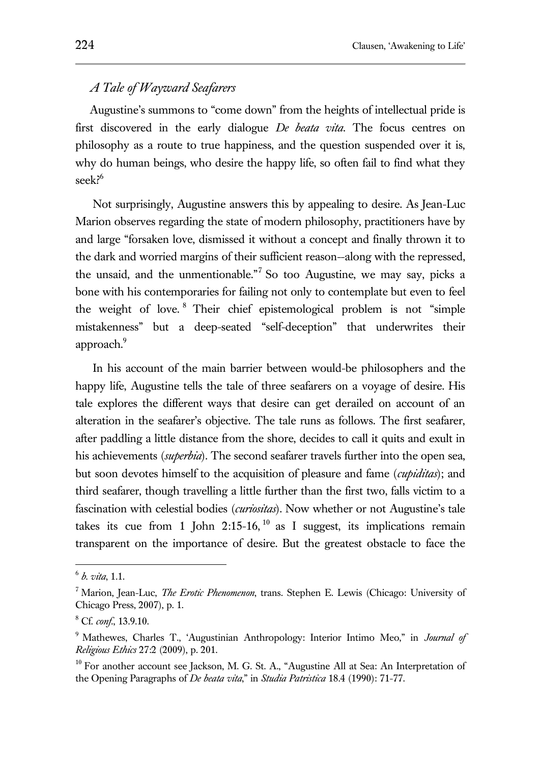### *A Tale of Wayward Seafarers*

Augustine's summons to "come down" from the heights of intellectual pride is first discovered in the early dialogue *De beata vita*. The focus centres on philosophy as a route to true happiness, and the question suspended over it is, why do human beings, who desire the happy life, so often fail to find what they seek?[6]

Not surprisingly, Augustine answers this by appealing to desire. As Jean-Luc Marion observes regarding the state of modern philosophy, practitioners have by and large "forsaken love, dismissed it without a concept and finally thrown it to the dark and worried margins of their sufficient reason--along with the repressed, the unsaid, and the unmentionable."[7] So too Augustine, we may say, picks a bone with his contemporaries for failing not only to contemplate but even to feel the weight of love.[8] Their chief epistemological problem is not "simple mistakenness" but a deep-seated "self-deception" that underwrites their approach.[9]

In his account of the main barrier between would-be philosophers and the happy life, Augustine tells the tale of three seafarers on a voyage of desire. His tale explores the different ways that desire can get derailed on account of an alteration in the seafarer's objective. The tale runs as follows. The first seafarer, after paddling a little distance from the shore, decides to call it quits and exult in his achievements (*superbia*). The second seafarer travels further into the open sea, but soon devotes himself to the acquisition of pleasure and fame (*cupiditas*); and third seafarer, though travelling a little further than the first two, falls victim to a fascination with celestial bodies (*curiositas*). Now whether or not Augustine's tale takes its cue from 1 John 2:15-16,[10] as I suggest, its implications remain transparent on the importance of desire. But the greatest obstacle to face the

---

[6] *b. vita*, 1.1.

[7] Marion, Jean-Luc, *The Erotic Phenomenon*, trans. Stephen E. Lewis (Chicago: University of Chicago Press, 2007), p. 1.

[8] Cf. *conf.*, 13.9.10.

[9] Mathewes, Charles T., 'Augustinian Anthropology: Interior Intimo Meo," in *Journal of Religious Ethics* 27:2 (2009), p. 201.

[10] For another account see Jackson, M. G. St. A., "Augustine All at Sea: An Interpretation of the Opening Paragraphs of *De beata vita*," in *Studia Patristica* 18.4 (1990): 71-77.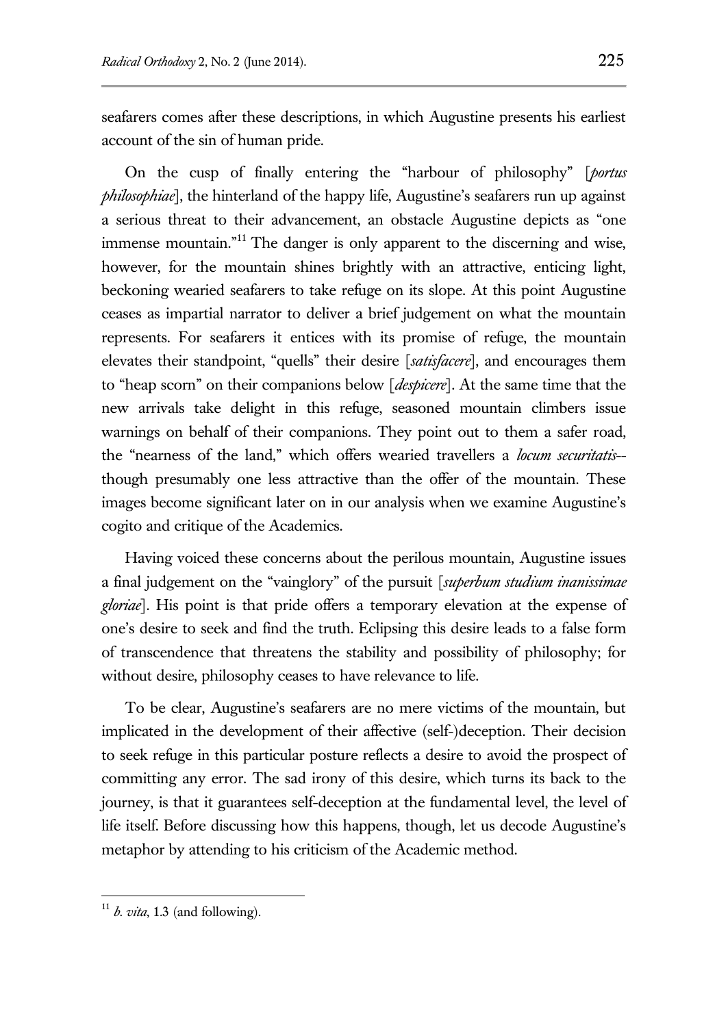seafarers comes after these descriptions, in which Augustine presents his earliest account of the sin of human pride.

On the cusp of finally entering the "harbour of philosophy" [*portus philosophiae*], the hinterland of the happy life, Augustine's seafarers run up against a serious threat to their advancement, an obstacle Augustine depicts as "one immense mountain."[11] The danger is only apparent to the discerning and wise, however, for the mountain shines brightly with an attractive, enticing light, beckoning wearied seafarers to take refuge on its slope. At this point Augustine ceases as impartial narrator to deliver a brief judgement on what the mountain represents. For seafarers it entices with its promise of refuge, the mountain elevates their standpoint, "quells" their desire [*satisfacere*], and encourages them to "heap scorn" on their companions below [*despicere*]. At the same time that the new arrivals take delight in this refuge, seasoned mountain climbers issue warnings on behalf of their companions. They point out to them a safer road, the "nearness of the land," which offers wearied travellers a *locum securitatis*–though presumably one less attractive than the offer of the mountain. These images become significant later on in our analysis when we examine Augustine's cogito and critique of the Academics.

Having voiced these concerns about the perilous mountain, Augustine issues a final judgement on the "vainglory" of the pursuit [*superbum studium inanissimae gloriae*]. His point is that pride offers a temporary elevation at the expense of one's desire to seek and find the truth. Eclipsing this desire leads to a false form of transcendence that threatens the stability and possibility of philosophy; for without desire, philosophy ceases to have relevance to life.

To be clear, Augustine's seafarers are no mere victims of the mountain, but implicated in the development of their affective (self-)deception. Their decision to seek refuge in this particular posture reflects a desire to avoid the prospect of committing any error. The sad irony of this desire, which turns its back to the journey, is that it guarantees self-deception at the fundamental level, the level of life itself. Before discussing how this happens, though, let us decode Augustine's metaphor by attending to his criticism of the Academic method.

---

[11] *b. vita*, 1.3 (and following).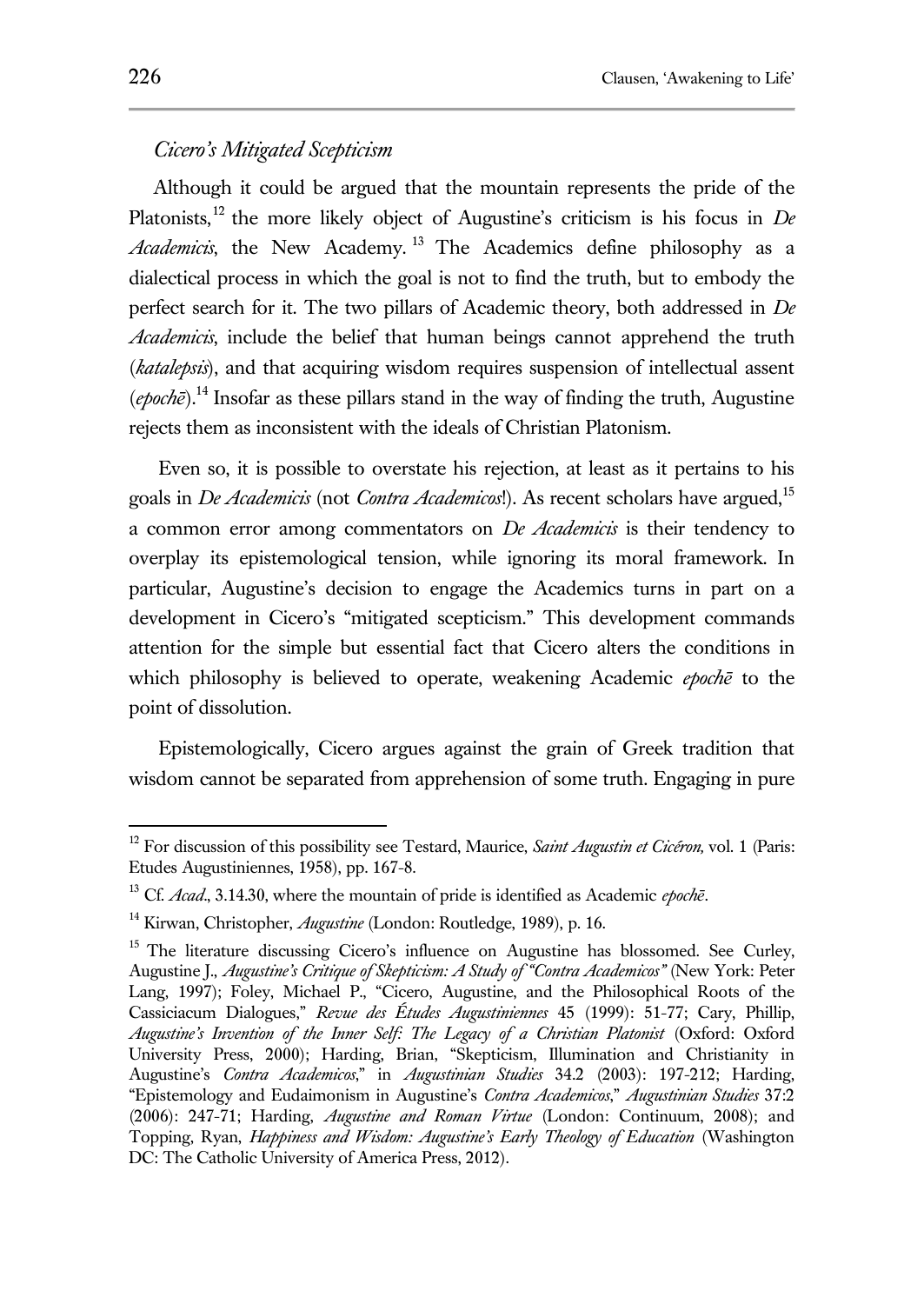### *Cicero's Mitigated Scepticism*

Although it could be argued that the mountain represents the pride of the Platonists,[12] the more likely object of Augustine's criticism is his focus in *De Academicis*, the New Academy.[13] The Academics define philosophy as a dialectical process in which the goal is not to find the truth, but to embody the perfect search for it. The two pillars of Academic theory, both addressed in *De Academicis*, include the belief that human beings cannot apprehend the truth (*katalepsis*), and that acquiring wisdom requires suspension of intellectual assent (*epochē*).[14] Insofar as these pillars stand in the way of finding the truth, Augustine rejects them as inconsistent with the ideals of Christian Platonism.

Even so, it is possible to overstate his rejection, at least as it pertains to his goals in *De Academicis* (not *Contra Academicos*!). As recent scholars have argued,[15] a common error among commentators on *De Academicis* is their tendency to overplay its epistemological tension, while ignoring its moral framework. In particular, Augustine's decision to engage the Academics turns in part on a development in Cicero's "mitigated scepticism." This development commands attention for the simple but essential fact that Cicero alters the conditions in which philosophy is believed to operate, weakening Academic *epochē* to the point of dissolution.

Epistemologically, Cicero argues against the grain of Greek tradition that wisdom cannot be separated from apprehension of some truth. Engaging in pure

---

[12] For discussion of this possibility see Testard, Maurice, *Saint Augustin et Cicéron,* vol. 1 (Paris: Etudes Augustiniennes, 1958), pp. 167-8.

[13] Cf. *Acad*., 3.14.30, where the mountain of pride is identified as Academic *epochē*.

[14] Kirwan, Christopher, *Augustine* (London: Routledge, 1989), p. 16.

[15] The literature discussing Cicero's influence on Augustine has blossomed. See Curley, Augustine J., *Augustine's Critique of Skepticism: A Study of "Contra Academicos"* (New York: Peter Lang, 1997); Foley, Michael P., "Cicero, Augustine, and the Philosophical Roots of the Cassiciacum Dialogues," *Revue des Études Augustiniennes* 45 (1999): 51-77; Cary, Phillip, *Augustine's Invention of the Inner Self: The Legacy of a Christian Platonist* (Oxford: Oxford University Press, 2000); Harding, Brian, "Skepticism, Illumination and Christianity in Augustine's *Contra Academicos*," in *Augustinian Studies* 34.2 (2003): 197-212; Harding, "Epistemology and Eudaimonism in Augustine's *Contra Academicos*," *Augustinian Studies* 37:2 (2006): 247-71; Harding, *Augustine and Roman Virtue* (London: Continuum, 2008); and Topping, Ryan, *Happiness and Wisdom: Augustine's Early Theology of Education* (Washington DC: The Catholic University of America Press, 2012).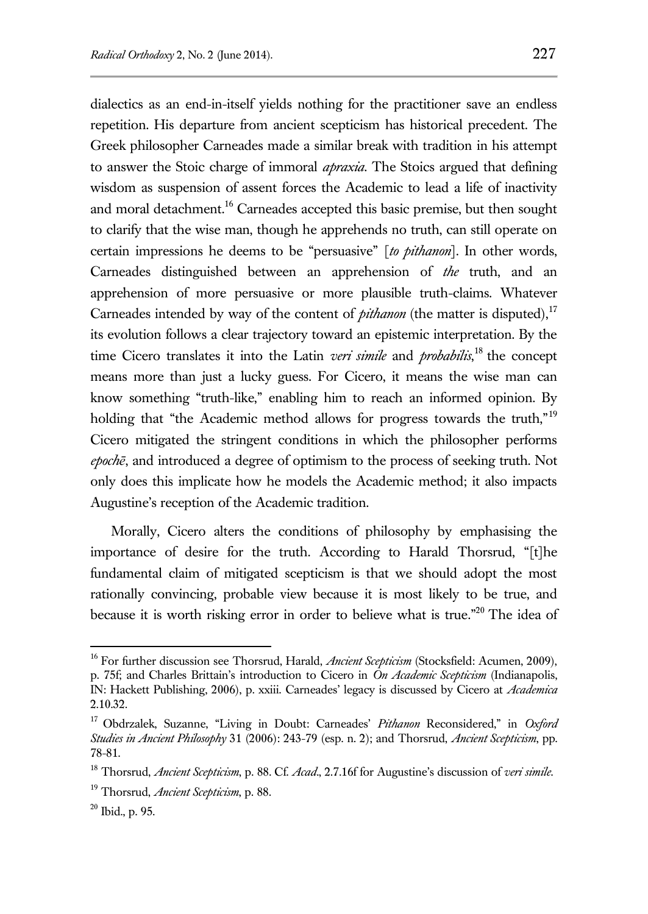dialectics as an end-in-itself yields nothing for the practitioner save an endless repetition. His departure from ancient scepticism has historical precedent. The Greek philosopher Carneades made a similar break with tradition in his attempt to answer the Stoic charge of immoral *apraxia*. The Stoics argued that defining wisdom as suspension of assent forces the Academic to lead a life of inactivity and moral detachment.[16] Carneades accepted this basic premise, but then sought to clarify that the wise man, though he apprehends no truth, can still operate on certain impressions he deems to be "persuasive" [*to pithanon*]. In other words, Carneades distinguished between an apprehension of *the* truth, and an apprehension of more persuasive or more plausible truth-claims. Whatever Carneades intended by way of the content of *pithanon* (the matter is disputed),[17] its evolution follows a clear trajectory toward an epistemic interpretation. By the time Cicero translates it into the Latin *veri simile* and *probabilis*,[18] the concept means more than just a lucky guess. For Cicero, it means the wise man can know something "truth-like," enabling him to reach an informed opinion. By holding that "the Academic method allows for progress towards the truth,"[19] Cicero mitigated the stringent conditions in which the philosopher performs *epochē*, and introduced a degree of optimism to the process of seeking truth. Not only does this implicate how he models the Academic method; it also impacts Augustine's reception of the Academic tradition.

Morally, Cicero alters the conditions of philosophy by emphasising the importance of desire for the truth. According to Harald Thorsrud, "[t]he fundamental claim of mitigated scepticism is that we should adopt the most rationally convincing, probable view because it is most likely to be true, and because it is worth risking error in order to believe what is true."[20] The idea of

---

[16] For further discussion see Thorsrud, Harald, *Ancient Scepticism* (Stocksfield: Acumen, 2009), p. 75f; and Charles Brittain's introduction to Cicero in *On Academic Scepticism* (Indianapolis, IN: Hackett Publishing, 2006), p. xxiii. Carneades' legacy is discussed by Cicero at *Academica* 2.10.32.

[17] Obdrzalek, Suzanne, "Living in Doubt: Carneades' *Pithanon* Reconsidered," in *Oxford Studies in Ancient Philosophy* 31 (2006): 243-79 (esp. n. 2); and Thorsrud, *Ancient Scepticism*, pp. 78-81.

[18] Thorsrud, *Ancient Scepticism*, p. 88. Cf. *Acad*., 2.7.16f for Augustine's discussion of *veri simile*.

[19] Thorsrud, *Ancient Scepticism*, p. 88.

[20] Ibid., p. 95.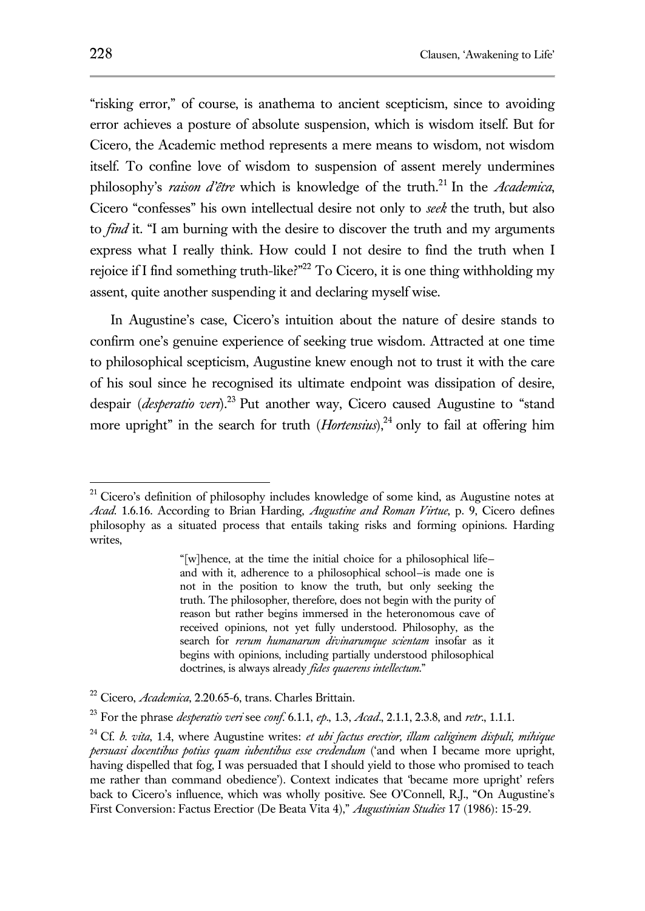"risking error," of course, is anathema to ancient scepticism, since to avoiding error achieves a posture of absolute suspension, which is wisdom itself. But for Cicero, the Academic method represents a mere means to wisdom, not wisdom itself. To confine love of wisdom to suspension of assent merely undermines philosophy's *raison d'être* which is knowledge of the truth.[21] In the *Academica*, Cicero "confesses" his own intellectual desire not only to *seek* the truth, but also to *find* it. "I am burning with the desire to discover the truth and my arguments express what I really think. How could I not desire to find the truth when I rejoice if I find something truth-like?"[22] To Cicero, it is one thing withholding my assent, quite another suspending it and declaring myself wise.

In Augustine's case, Cicero's intuition about the nature of desire stands to confirm one's genuine experience of seeking true wisdom. Attracted at one time to philosophical scepticism, Augustine knew enough not to trust it with the care of his soul since he recognised its ultimate endpoint was dissipation of desire, despair (*desperatio veri*).[23] Put another way, Cicero caused Augustine to "stand more upright" in the search for truth (*Hortensius*),[24] only to fail at offering him

---

[21] Cicero's definition of philosophy includes knowledge of some kind, as Augustine notes at *Acad.* 1.6.16. According to Brian Harding, *Augustine and Roman Virtue*, p. 9, Cicero defines philosophy as a situated process that entails taking risks and forming opinions. Harding writes,

> "[w]hence, at the time the initial choice for a philosophical life–and with it, adherence to a philosophical school–is made one is not in the position to know the truth, but only seeking the truth. The philosopher, therefore, does not begin with the purity of reason but rather begins immersed in the heteronomous cave of received opinions, not yet fully understood. Philosophy, as the search for *rerum humanarum divinarumque scientam* insofar as it begins with opinions, including partially understood philosophical doctrines, is always already *fides quaerens intellectum*."

[22] Cicero, *Academica*, 2.20.65-6, trans. Charles Brittain.

[23] For the phrase *desperatio veri* see *conf.* 6.1.1, *ep.*, 1.3, *Acad.*, 2.1.1, 2.3.8, and *retr.*, 1.1.1.

[24] Cf. *b. vita*, 1.4, where Augustine writes: *et ubi factus erectior, illam caliginem dispuli, mihique persuasi docentibus potius quam iubentibus esse credendum* ('and when I became more upright, having dispelled that fog, I was persuaded that I should yield to those who promised to teach me rather than command obedience'). Context indicates that 'became more upright' refers back to Cicero's influence, which was wholly positive. See O'Connell, R.J., "On Augustine's First Conversion: Factus Erectior (De Beata Vita 4)," *Augustinian Studies* 17 (1986): 15-29.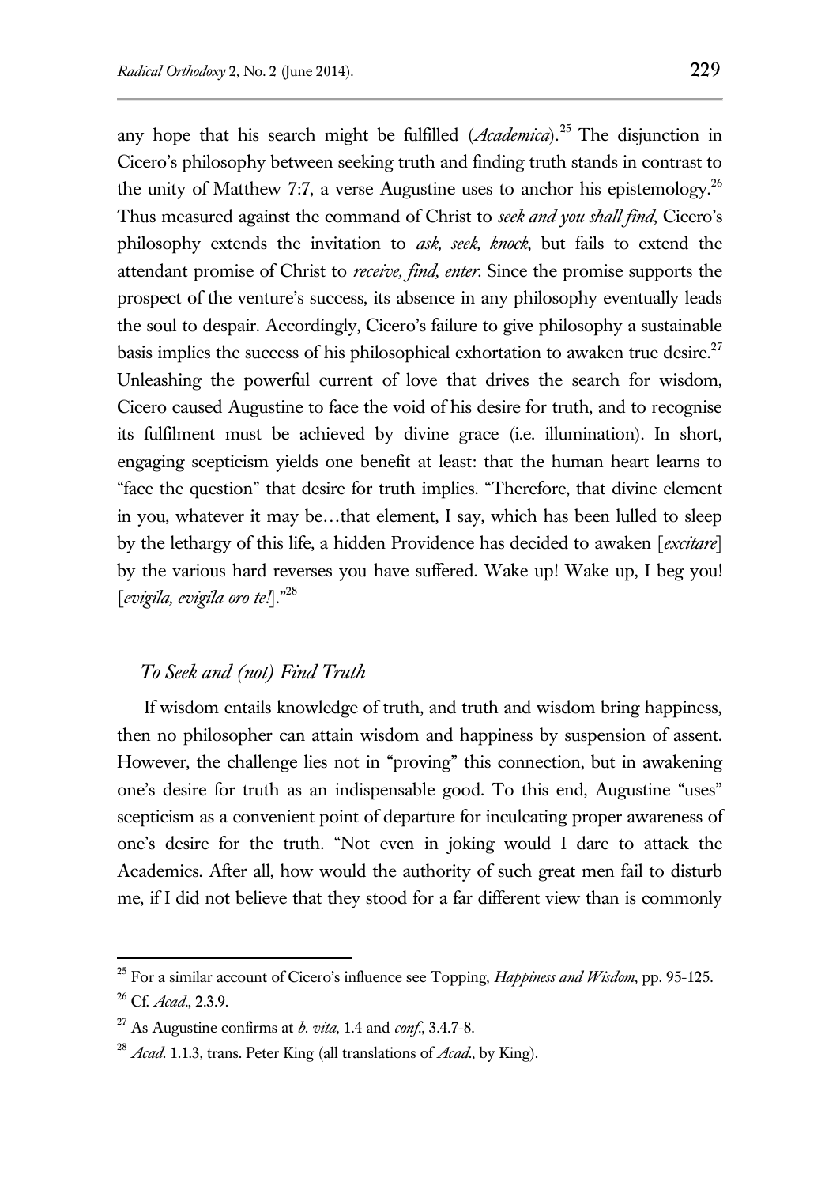any hope that his search might be fulfilled (*Academica*).[25] The disjunction in Cicero's philosophy between seeking truth and finding truth stands in contrast to the unity of Matthew 7:7, a verse Augustine uses to anchor his epistemology.[26] Thus measured against the command of Christ to *seek and you shall find*, Cicero's philosophy extends the invitation to *ask, seek, knock*, but fails to extend the attendant promise of Christ to *receive, find, enter*. Since the promise supports the prospect of the venture's success, its absence in any philosophy eventually leads the soul to despair. Accordingly, Cicero's failure to give philosophy a sustainable basis implies the success of his philosophical exhortation to awaken true desire.[27] Unleashing the powerful current of love that drives the search for wisdom, Cicero caused Augustine to face the void of his desire for truth, and to recognise its fulfilment must be achieved by divine grace (i.e. illumination). In short, engaging scepticism yields one benefit at least: that the human heart learns to "face the question" that desire for truth implies. "Therefore, that divine element in you, whatever it may be…that element, I say, which has been lulled to sleep by the lethargy of this life, a hidden Providence has decided to awaken [*excitare*] by the various hard reverses you have suffered. Wake up! Wake up, I beg you! [*evigila, evigila oro te!*]."[28]

### *To Seek and (not) Find Truth*

If wisdom entails knowledge of truth, and truth and wisdom bring happiness, then no philosopher can attain wisdom and happiness by suspension of assent. However, the challenge lies not in "proving" this connection, but in awakening one's desire for truth as an indispensable good. To this end, Augustine "uses" scepticism as a convenient point of departure for inculcating proper awareness of one's desire for the truth. "Not even in joking would I dare to attack the Academics. After all, how would the authority of such great men fail to disturb me, if I did not believe that they stood for a far different view than is commonly

---

[25] For a similar account of Cicero's influence see Topping, *Happiness and Wisdom*, pp. 95-125.

[26] Cf. *Acad*., 2.3.9.

[27] As Augustine confirms at *b. vita*, 1.4 and *conf*., 3.4.7-8.

[28] *Acad*. 1.1.3, trans. Peter King (all translations of *Acad*., by King).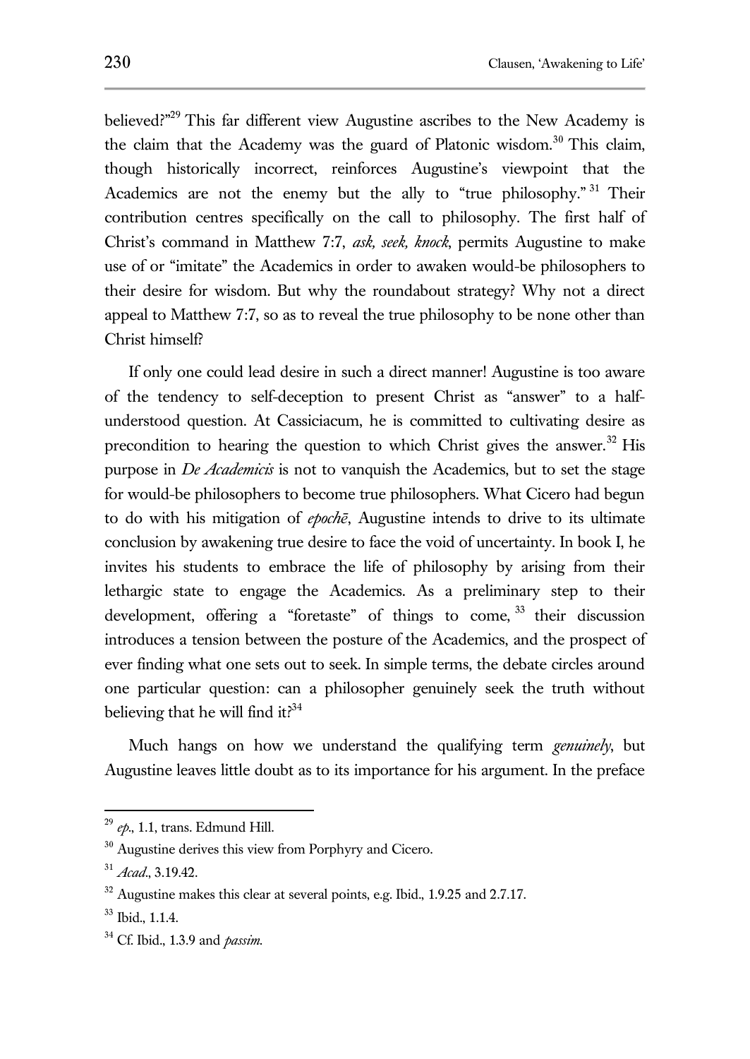believed?"[29] This far different view Augustine ascribes to the New Academy is the claim that the Academy was the guard of Platonic wisdom.[30] This claim, though historically incorrect, reinforces Augustine's viewpoint that the Academics are not the enemy but the ally to "true philosophy."[31] Their contribution centres specifically on the call to philosophy. The first half of Christ's command in Matthew 7:7, *ask, seek, knock*, permits Augustine to make use of or "imitate" the Academics in order to awaken would-be philosophers to their desire for wisdom. But why the roundabout strategy? Why not a direct appeal to Matthew 7:7, so as to reveal the true philosophy to be none other than Christ himself?

If only one could lead desire in such a direct manner! Augustine is too aware of the tendency to self-deception to present Christ as "answer" to a half-understood question. At Cassiciacum, he is committed to cultivating desire as precondition to hearing the question to which Christ gives the answer.[32] His purpose in *De Academicis* is not to vanquish the Academics, but to set the stage for would-be philosophers to become true philosophers. What Cicero had begun to do with his mitigation of *epochē*, Augustine intends to drive to its ultimate conclusion by awakening true desire to face the void of uncertainty. In book I, he invites his students to embrace the life of philosophy by arising from their lethargic state to engage the Academics. As a preliminary step to their development, offering a "foretaste" of things to come,[33] their discussion introduces a tension between the posture of the Academics, and the prospect of ever finding what one sets out to seek. In simple terms, the debate circles around one particular question: can a philosopher genuinely seek the truth without believing that he will find it?[34]

Much hangs on how we understand the qualifying term *genuinely*, but Augustine leaves little doubt as to its importance for his argument. In the preface

---

[29] *ep.*, 1.1, trans. Edmund Hill.

[30] Augustine derives this view from Porphyry and Cicero.

[31] *Acad.*, 3.19.42.

[32] Augustine makes this clear at several points, e.g. Ibid., 1.9.25 and 2.7.17.

[33] Ibid., 1.1.4.

[34] Cf. Ibid., 1.3.9 and *passim*.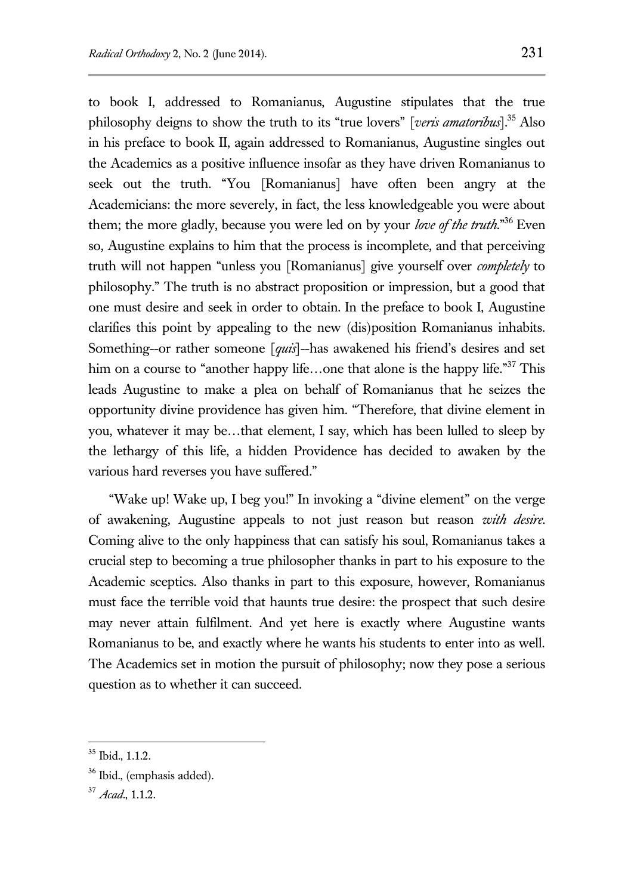to book I, addressed to Romanianus, Augustine stipulates that the true philosophy deigns to show the truth to its "true lovers" [*veris amatoribus*].[35] Also in his preface to book II, again addressed to Romanianus, Augustine singles out the Academics as a positive influence insofar as they have driven Romanianus to seek out the truth. "You [Romanianus] have often been angry at the Academicians: the more severely, in fact, the less knowledgeable you were about them; the more gladly, because you were led on by your *love of the truth*."[36] Even so, Augustine explains to him that the process is incomplete, and that perceiving truth will not happen "unless you [Romanianus] give yourself over *completely* to philosophy." The truth is no abstract proposition or impression, but a good that one must desire and seek in order to obtain. In the preface to book I, Augustine clarifies this point by appealing to the new (dis)position Romanianus inhabits. Something--or rather someone [*quis*]--has awakened his friend's desires and set him on a course to "another happy life…one that alone is the happy life."[37] This leads Augustine to make a plea on behalf of Romanianus that he seizes the opportunity divine providence has given him. "Therefore, that divine element in you, whatever it may be…that element, I say, which has been lulled to sleep by the lethargy of this life, a hidden Providence has decided to awaken by the various hard reverses you have suffered."

"Wake up! Wake up, I beg you!" In invoking a "divine element" on the verge of awakening, Augustine appeals to not just reason but reason *with desire*. Coming alive to the only happiness that can satisfy his soul, Romanianus takes a crucial step to becoming a true philosopher thanks in part to his exposure to the Academic sceptics. Also thanks in part to this exposure, however, Romanianus must face the terrible void that haunts true desire: the prospect that such desire may never attain fulfilment. And yet here is exactly where Augustine wants Romanianus to be, and exactly where he wants his students to enter into as well. The Academics set in motion the pursuit of philosophy; now they pose a serious question as to whether it can succeed.

---

[35] Ibid., 1.1.2.

[36] Ibid., (emphasis added).

[37] *Acad*., 1.1.2.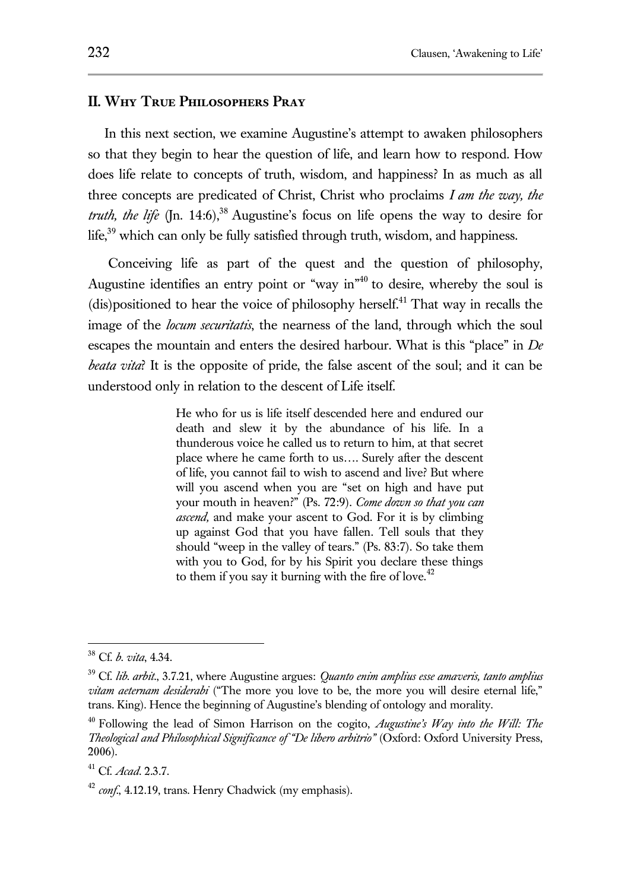## II. Why True Philosophers Pray

In this next section, we examine Augustine's attempt to awaken philosophers so that they begin to hear the question of life, and learn how to respond. How does life relate to concepts of truth, wisdom, and happiness? In as much as all three concepts are predicated of Christ, Christ who proclaims *I am the way, the truth, the life* (Jn. 14:6),[38] Augustine's focus on life opens the way to desire for life,[39] which can only be fully satisfied through truth, wisdom, and happiness.

Conceiving life as part of the quest and the question of philosophy, Augustine identifies an entry point or "way in"[40] to desire, whereby the soul is (dis)positioned to hear the voice of philosophy herself.[41] That way in recalls the image of the *locum securitatis*, the nearness of the land, through which the soul escapes the mountain and enters the desired harbour. What is this "place" in *De beata vita*? It is the opposite of pride, the false ascent of the soul; and it can be understood only in relation to the descent of Life itself.

> He who for us is life itself descended here and endured our death and slew it by the abundance of his life. In a thunderous voice he called us to return to him, at that secret place where he came forth to us…. Surely after the descent of life, you cannot fail to wish to ascend and live? But where will you ascend when you are "set on high and have put your mouth in heaven?" (Ps. 72:9). *Come down so that you can ascend,* and make your ascent to God. For it is by climbing up against God that you have fallen. Tell souls that they should "weep in the valley of tears." (Ps. 83:7). So take them with you to God, for by his Spirit you declare these things to them if you say it burning with the fire of love.[42]

---

[38] Cf. *b. vita*, 4.34.

[39] Cf. *lib. arbit.*, 3.7.21, where Augustine argues: *Quanto enim amplius esse amaveris, tanto amplius vitam aeternam desiderabi* ("The more you love to be, the more you will desire eternal life," trans. King). Hence the beginning of Augustine's blending of ontology and morality.

[40] Following the lead of Simon Harrison on the cogito, *Augustine's Way into the Will: The Theological and Philosophical Significance of "De libero arbitrio"* (Oxford: Oxford University Press, 2006).

[41] Cf. *Acad*. 2.3.7.

[42] *conf.*, 4.12.19, trans. Henry Chadwick (my emphasis).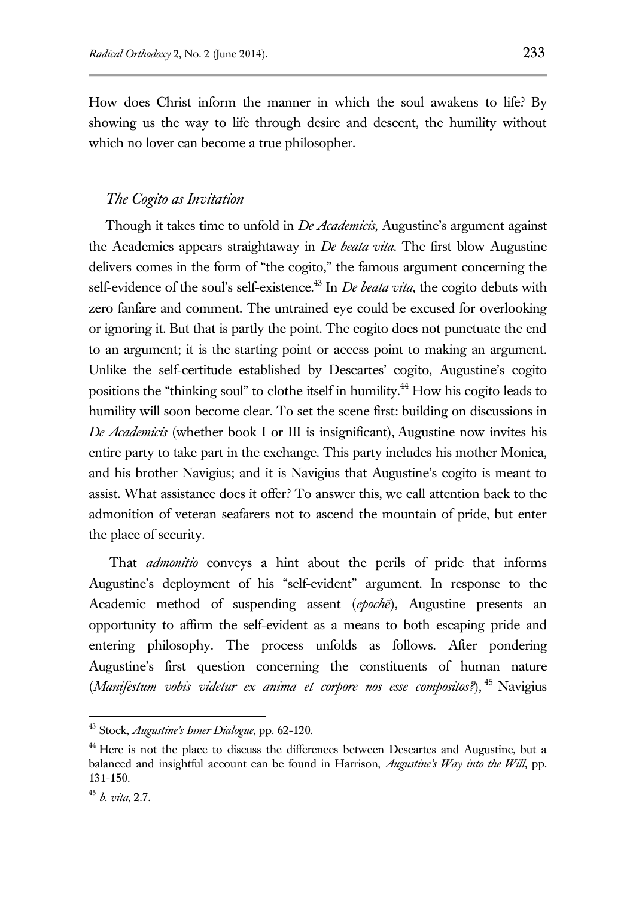How does Christ inform the manner in which the soul awakens to life? By showing us the way to life through desire and descent, the humility without which no lover can become a true philosopher.

### *The Cogito as Invitation*

Though it takes time to unfold in *De Academicis*, Augustine's argument against the Academics appears straightaway in *De beata vita*. The first blow Augustine delivers comes in the form of "the cogito," the famous argument concerning the self-evidence of the soul's self-existence.[43] In *De beata vita*, the cogito debuts with zero fanfare and comment. The untrained eye could be excused for overlooking or ignoring it. But that is partly the point. The cogito does not punctuate the end to an argument; it is the starting point or access point to making an argument. Unlike the self-certitude established by Descartes' cogito, Augustine's cogito positions the "thinking soul" to clothe itself in humility.[44] How his cogito leads to humility will soon become clear. To set the scene first: building on discussions in *De Academicis* (whether book I or III is insignificant), Augustine now invites his entire party to take part in the exchange. This party includes his mother Monica, and his brother Navigius; and it is Navigius that Augustine's cogito is meant to assist. What assistance does it offer? To answer this, we call attention back to the admonition of veteran seafarers not to ascend the mountain of pride, but enter the place of security.

That *admonitio* conveys a hint about the perils of pride that informs Augustine's deployment of his "self-evident" argument. In response to the Academic method of suspending assent (*epochē*), Augustine presents an opportunity to affirm the self-evident as a means to both escaping pride and entering philosophy. The process unfolds as follows. After pondering Augustine's first question concerning the constituents of human nature (*Manifestum vobis videtur ex anima et corpore nos esse compositos?*),[45] Navigius

---

[43] Stock, *Augustine's Inner Dialogue*, pp. 62-120.

[44] Here is not the place to discuss the differences between Descartes and Augustine, but a balanced and insightful account can be found in Harrison, *Augustine's Way into the Will*, pp. 131-150.

[45] *b. vita*, 2.7.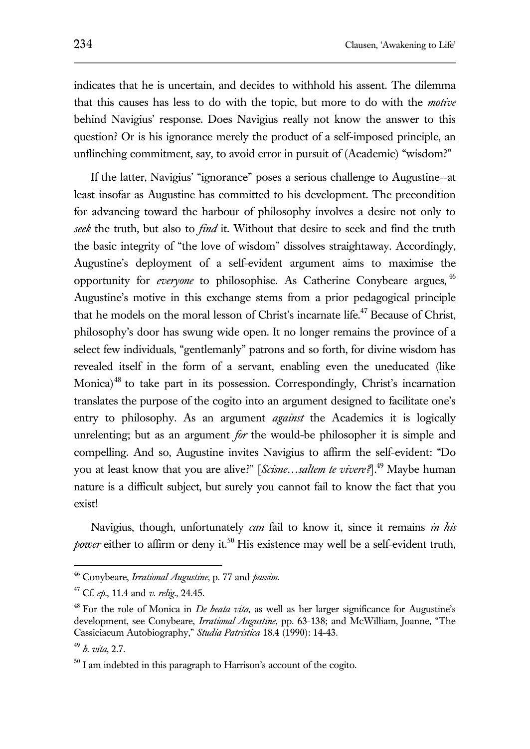indicates that he is uncertain, and decides to withhold his assent. The dilemma that this causes has less to do with the topic, but more to do with the *motive* behind Navigius' response. Does Navigius really not know the answer to this question? Or is his ignorance merely the product of a self-imposed principle, an unflinching commitment, say, to avoid error in pursuit of (Academic) "wisdom?"

If the latter, Navigius' "ignorance" poses a serious challenge to Augustine--at least insofar as Augustine has committed to his development. The precondition for advancing toward the harbour of philosophy involves a desire not only to *seek* the truth, but also to *find* it. Without that desire to seek and find the truth the basic integrity of "the love of wisdom" dissolves straightaway. Accordingly, Augustine's deployment of a self-evident argument aims to maximise the opportunity for *everyone* to philosophise. As Catherine Conybeare argues,[46] Augustine's motive in this exchange stems from a prior pedagogical principle that he models on the moral lesson of Christ's incarnate life.[47] Because of Christ, philosophy's door has swung wide open. It no longer remains the province of a select few individuals, "gentlemanly" patrons and so forth, for divine wisdom has revealed itself in the form of a servant, enabling even the uneducated (like Monica)[48] to take part in its possession. Correspondingly, Christ's incarnation translates the purpose of the cogito into an argument designed to facilitate one's entry to philosophy. As an argument *against* the Academics it is logically unrelenting; but as an argument *for* the would-be philosopher it is simple and compelling. And so, Augustine invites Navigius to affirm the self-evident: "Do you at least know that you are alive?" [*Scisne…saltem te vivere?*].[49] Maybe human nature is a difficult subject, but surely you cannot fail to know the fact that you exist!

Navigius, though, unfortunately *can* fail to know it, since it remains *in his power* either to affirm or deny it.[50] His existence may well be a self-evident truth,

---

[46] Conybeare, *Irrational Augustine*, p. 77 and *passim*.

[47] Cf. *ep*., 11.4 and *v. relig*., 24.45.

[48] For the role of Monica in *De beata vita*, as well as her larger significance for Augustine's development, see Conybeare, *Irrational Augustine*, pp. 63-138; and McWilliam, Joanne, "The Cassiciacum Autobiography," *Studia Patristica* 18.4 (1990): 14-43.

[49] *b. vita*, 2.7.

[50] I am indebted in this paragraph to Harrison's account of the cogito.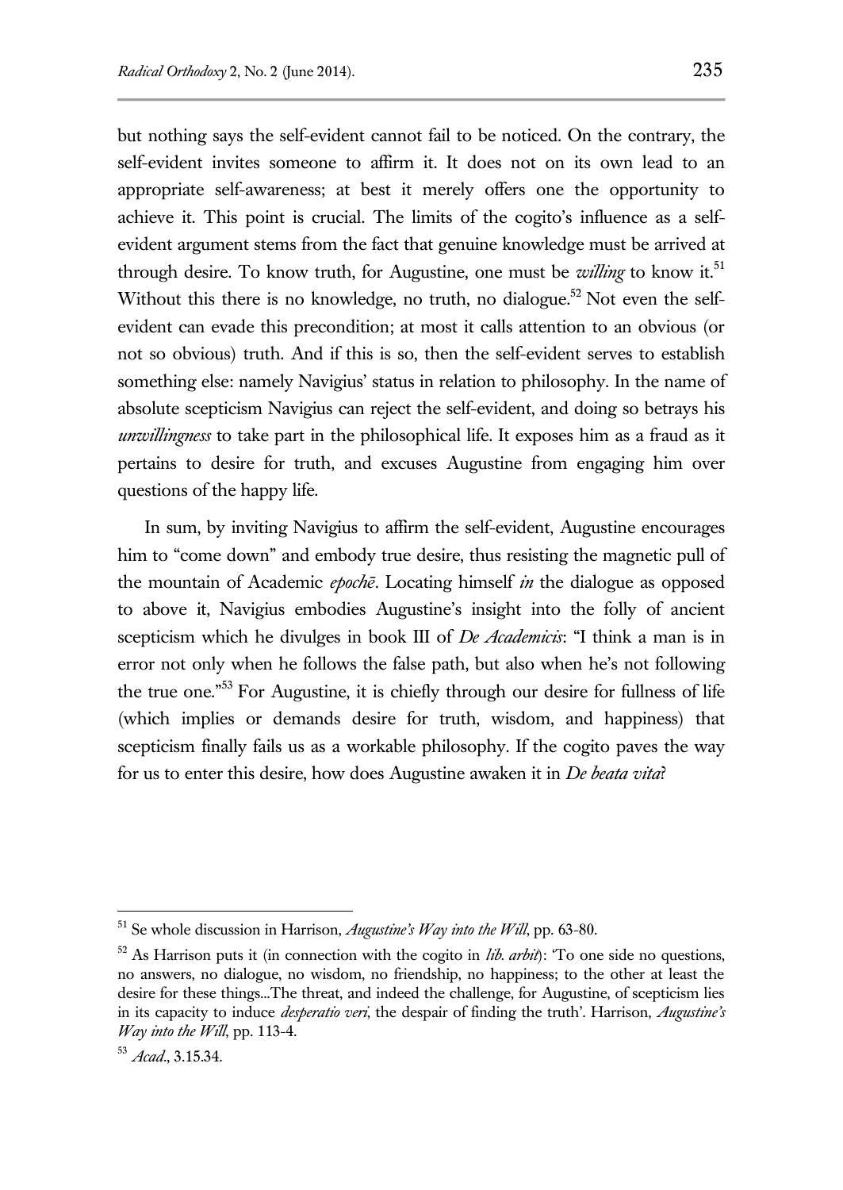but nothing says the self-evident cannot fail to be noticed. On the contrary, the self-evident invites someone to affirm it. It does not on its own lead to an appropriate self-awareness; at best it merely offers one the opportunity to achieve it. This point is crucial. The limits of the cogito's influence as a self-evident argument stems from the fact that genuine knowledge must be arrived at through desire. To know truth, for Augustine, one must be *willing* to know it.[51] Without this there is no knowledge, no truth, no dialogue.[52] Not even the self-evident can evade this precondition; at most it calls attention to an obvious (or not so obvious) truth. And if this is so, then the self-evident serves to establish something else: namely Navigius' status in relation to philosophy. In the name of absolute scepticism Navigius can reject the self-evident, and doing so betrays his *unwillingness* to take part in the philosophical life. It exposes him as a fraud as it pertains to desire for truth, and excuses Augustine from engaging him over questions of the happy life.

In sum, by inviting Navigius to affirm the self-evident, Augustine encourages him to "come down" and embody true desire, thus resisting the magnetic pull of the mountain of Academic *epochē*. Locating himself *in* the dialogue as opposed to above it, Navigius embodies Augustine's insight into the folly of ancient scepticism which he divulges in book III of *De Academicis*: "I think a man is in error not only when he follows the false path, but also when he's not following the true one."[53] For Augustine, it is chiefly through our desire for fullness of life (which implies or demands desire for truth, wisdom, and happiness) that scepticism finally fails us as a workable philosophy. If the cogito paves the way for us to enter this desire, how does Augustine awaken it in *De beata vita*?

---

[51] Se whole discussion in Harrison, *Augustine's Way into the Will*, pp. 63-80.

[52] As Harrison puts it (in connection with the cogito in *lib. arbit*): 'To one side no questions, no answers, no dialogue, no wisdom, no friendship, no happiness; to the other at least the desire for these things...The threat, and indeed the challenge, for Augustine, of scepticism lies in its capacity to induce *desperatio veri*, the despair of finding the truth'. Harrison, *Augustine's Way into the Will*, pp. 113-4.

[53] *Acad*., 3.15.34.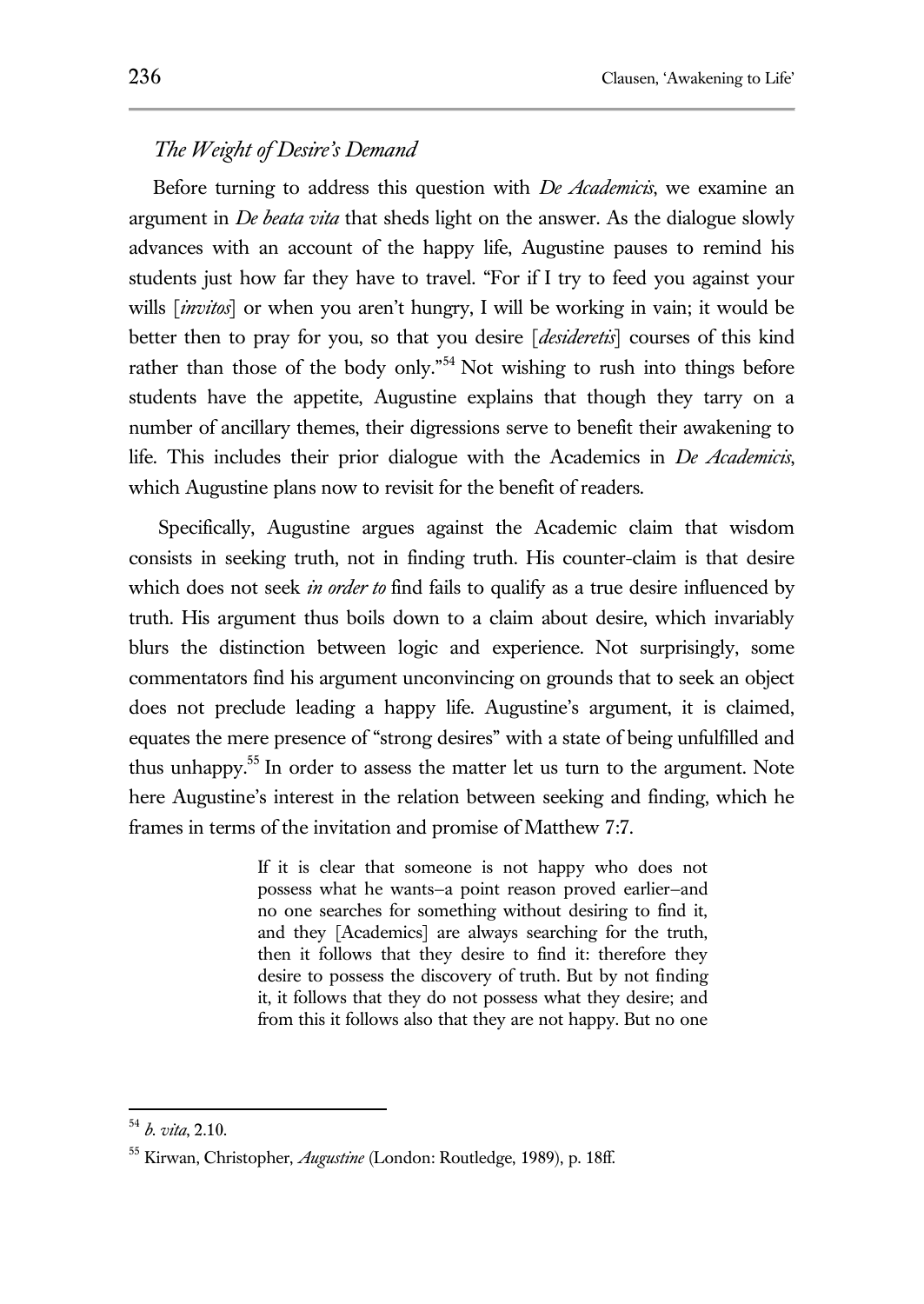## *The Weight of Desire's Demand*

Before turning to address this question with *De Academicis*, we examine an argument in *De beata vita* that sheds light on the answer. As the dialogue slowly advances with an account of the happy life, Augustine pauses to remind his students just how far they have to travel. "For if I try to feed you against your wills [*invitos*] or when you aren't hungry, I will be working in vain; it would be better then to pray for you, so that you desire [*desideretis*] courses of this kind rather than those of the body only."[54] Not wishing to rush into things before students have the appetite, Augustine explains that though they tarry on a number of ancillary themes, their digressions serve to benefit their awakening to life. This includes their prior dialogue with the Academics in *De Academicis*, which Augustine plans now to revisit for the benefit of readers.

Specifically, Augustine argues against the Academic claim that wisdom consists in seeking truth, not in finding truth. His counter-claim is that desire which does not seek *in order to* find fails to qualify as a true desire influenced by truth. His argument thus boils down to a claim about desire, which invariably blurs the distinction between logic and experience. Not surprisingly, some commentators find his argument unconvincing on grounds that to seek an object does not preclude leading a happy life. Augustine's argument, it is claimed, equates the mere presence of "strong desires" with a state of being unfulfilled and thus unhappy.[55] In order to assess the matter let us turn to the argument. Note here Augustine's interest in the relation between seeking and finding, which he frames in terms of the invitation and promise of Matthew 7:7.

> If it is clear that someone is not happy who does not possess what he wants–a point reason proved earlier–and no one searches for something without desiring to find it, and they [Academics] are always searching for the truth, then it follows that they desire to find it: therefore they desire to possess the discovery of truth. But by not finding it, it follows that they do not possess what they desire; and from this it follows also that they are not happy. But no one

---

[54] *b. vita*, 2.10.

[55] Kirwan, Christopher, *Augustine* (London: Routledge, 1989), p. 18ff.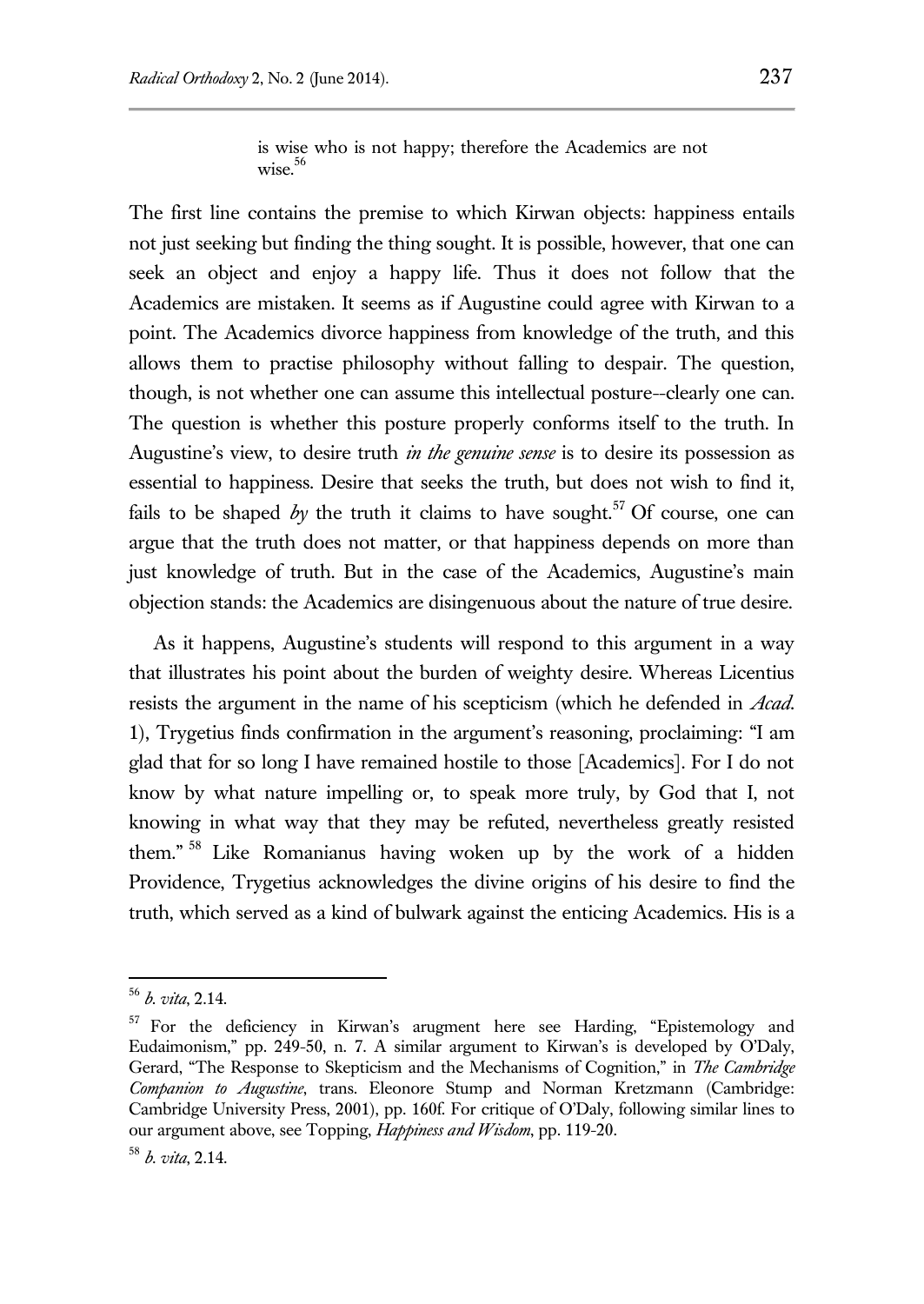> is wise who is not happy; therefore the Academics are not wise.[56]

The first line contains the premise to which Kirwan objects: happiness entails not just seeking but finding the thing sought. It is possible, however, that one can seek an object and enjoy a happy life. Thus it does not follow that the Academics are mistaken. It seems as if Augustine could agree with Kirwan to a point. The Academics divorce happiness from knowledge of the truth, and this allows them to practise philosophy without falling to despair. The question, though, is not whether one can assume this intellectual posture--clearly one can. The question is whether this posture properly conforms itself to the truth. In Augustine's view, to desire truth *in the genuine sense* is to desire its possession as essential to happiness. Desire that seeks the truth, but does not wish to find it, fails to be shaped *by* the truth it claims to have sought.[57] Of course, one can argue that the truth does not matter, or that happiness depends on more than just knowledge of truth. But in the case of the Academics, Augustine's main objection stands: the Academics are disingenuous about the nature of true desire.

As it happens, Augustine's students will respond to this argument in a way that illustrates his point about the burden of weighty desire. Whereas Licentius resists the argument in the name of his scepticism (which he defended in *Acad.* 1), Trygetius finds confirmation in the argument's reasoning, proclaiming: "I am glad that for so long I have remained hostile to those [Academics]. For I do not know by what nature impelling or, to speak more truly, by God that I, not knowing in what way that they may be refuted, nevertheless greatly resisted them."[58] Like Romanianus having woken up by the work of a hidden Providence, Trygetius acknowledges the divine origins of his desire to find the truth, which served as a kind of bulwark against the enticing Academics. His is a

---

[56] *b. vita*, 2.14.

[57] For the deficiency in Kirwan's arugment here see Harding, "Epistemology and Eudaimonism," pp. 249-50, n. 7. A similar argument to Kirwan's is developed by O'Daly, Gerard, "The Response to Skepticism and the Mechanisms of Cognition," in *The Cambridge Companion to Augustine*, trans. Eleonore Stump and Norman Kretzmann (Cambridge: Cambridge University Press, 2001), pp. 160f. For critique of O'Daly, following similar lines to our argument above, see Topping, *Happiness and Wisdom*, pp. 119-20.

[58] *b. vita*, 2.14.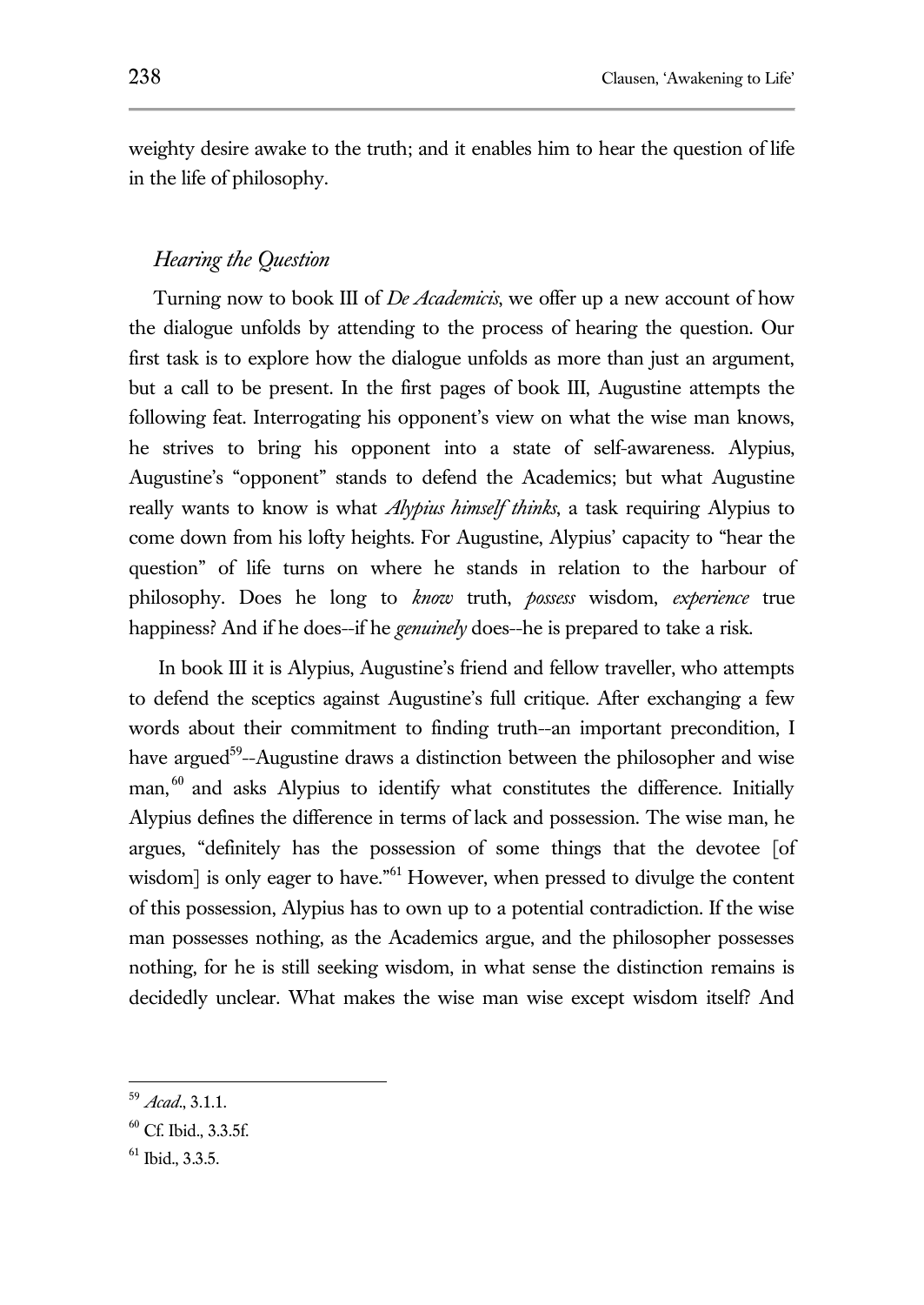weighty desire awake to the truth; and it enables him to hear the question of life in the life of philosophy.

### *Hearing the Question*

Turning now to book III of *De Academicis*, we offer up a new account of how the dialogue unfolds by attending to the process of hearing the question. Our first task is to explore how the dialogue unfolds as more than just an argument, but a call to be present. In the first pages of book III, Augustine attempts the following feat. Interrogating his opponent's view on what the wise man knows, he strives to bring his opponent into a state of self-awareness. Alypius, Augustine's "opponent" stands to defend the Academics; but what Augustine really wants to know is what *Alypius himself thinks*, a task requiring Alypius to come down from his lofty heights. For Augustine, Alypius' capacity to "hear the question" of life turns on where he stands in relation to the harbour of philosophy. Does he long to *know* truth, *possess* wisdom, *experience* true happiness? And if he does--if he *genuinely* does--he is prepared to take a risk.

In book III it is Alypius, Augustine's friend and fellow traveller, who attempts to defend the sceptics against Augustine's full critique. After exchanging a few words about their commitment to finding truth--an important precondition, I have argued[59]--Augustine draws a distinction between the philosopher and wise man,[60] and asks Alypius to identify what constitutes the difference. Initially Alypius defines the difference in terms of lack and possession. The wise man, he argues, "definitely has the possession of some things that the devotee [of wisdom] is only eager to have."[61] However, when pressed to divulge the content of this possession, Alypius has to own up to a potential contradiction. If the wise man possesses nothing, as the Academics argue, and the philosopher possesses nothing, for he is still seeking wisdom, in what sense the distinction remains is decidedly unclear. What makes the wise man wise except wisdom itself? And

---

[59] *Acad.*, 3.1.1.

[60] Cf. Ibid., 3.3.5f.

[61] Ibid., 3.3.5.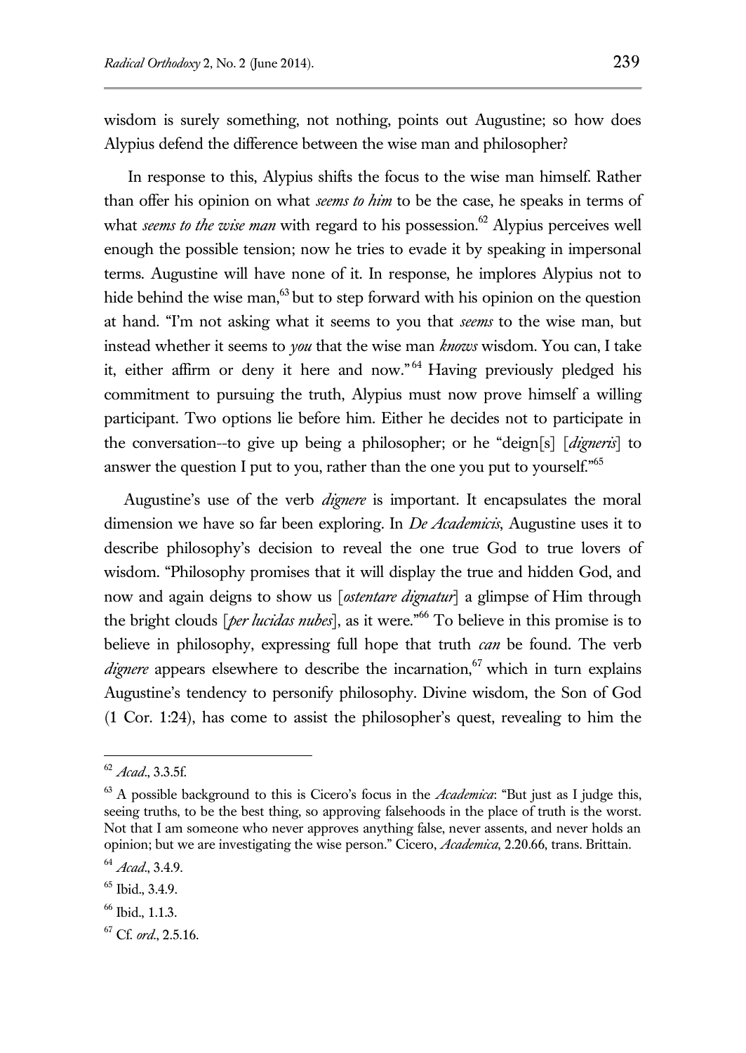wisdom is surely something, not nothing, points out Augustine; so how does Alypius defend the difference between the wise man and philosopher?

In response to this, Alypius shifts the focus to the wise man himself. Rather than offer his opinion on what *seems to him* to be the case, he speaks in terms of what *seems to the wise man* with regard to his possession.[62] Alypius perceives well enough the possible tension; now he tries to evade it by speaking in impersonal terms. Augustine will have none of it. In response, he implores Alypius not to hide behind the wise man,[63] but to step forward with his opinion on the question at hand. "I'm not asking what it seems to you that *seems* to the wise man, but instead whether it seems to *you* that the wise man *knows* wisdom. You can, I take it, either affirm or deny it here and now."[64] Having previously pledged his commitment to pursuing the truth, Alypius must now prove himself a willing participant. Two options lie before him. Either he decides not to participate in the conversation--to give up being a philosopher; or he "deign[s] [*digneris*] to answer the question I put to you, rather than the one you put to yourself."[65]

Augustine's use of the verb *dignere* is important. It encapsulates the moral dimension we have so far been exploring. In *De Academicis*, Augustine uses it to describe philosophy's decision to reveal the one true God to true lovers of wisdom. "Philosophy promises that it will display the true and hidden God, and now and again deigns to show us [*ostentare dignatur*] a glimpse of Him through the bright clouds [*per lucidas nubes*], as it were."[66] To believe in this promise is to believe in philosophy, expressing full hope that truth *can* be found. The verb *dignere* appears elsewhere to describe the incarnation,[67] which in turn explains Augustine's tendency to personify philosophy. Divine wisdom, the Son of God (1 Cor. 1:24), has come to assist the philosopher's quest, revealing to him the

---

[62] *Acad.*, 3.3.5f.

[63] A possible background to this is Cicero's focus in the *Academica*: "But just as I judge this, seeing truths, to be the best thing, so approving falsehoods in the place of truth is the worst. Not that I am someone who never approves anything false, never assents, and never holds an opinion; but we are investigating the wise person." Cicero, *Academica*, 2.20.66, trans. Brittain.

[64] *Acad.*, 3.4.9.

[65] Ibid., 3.4.9.

[66] Ibid., 1.1.3.

[67] Cf. *ord.*, 2.5.16.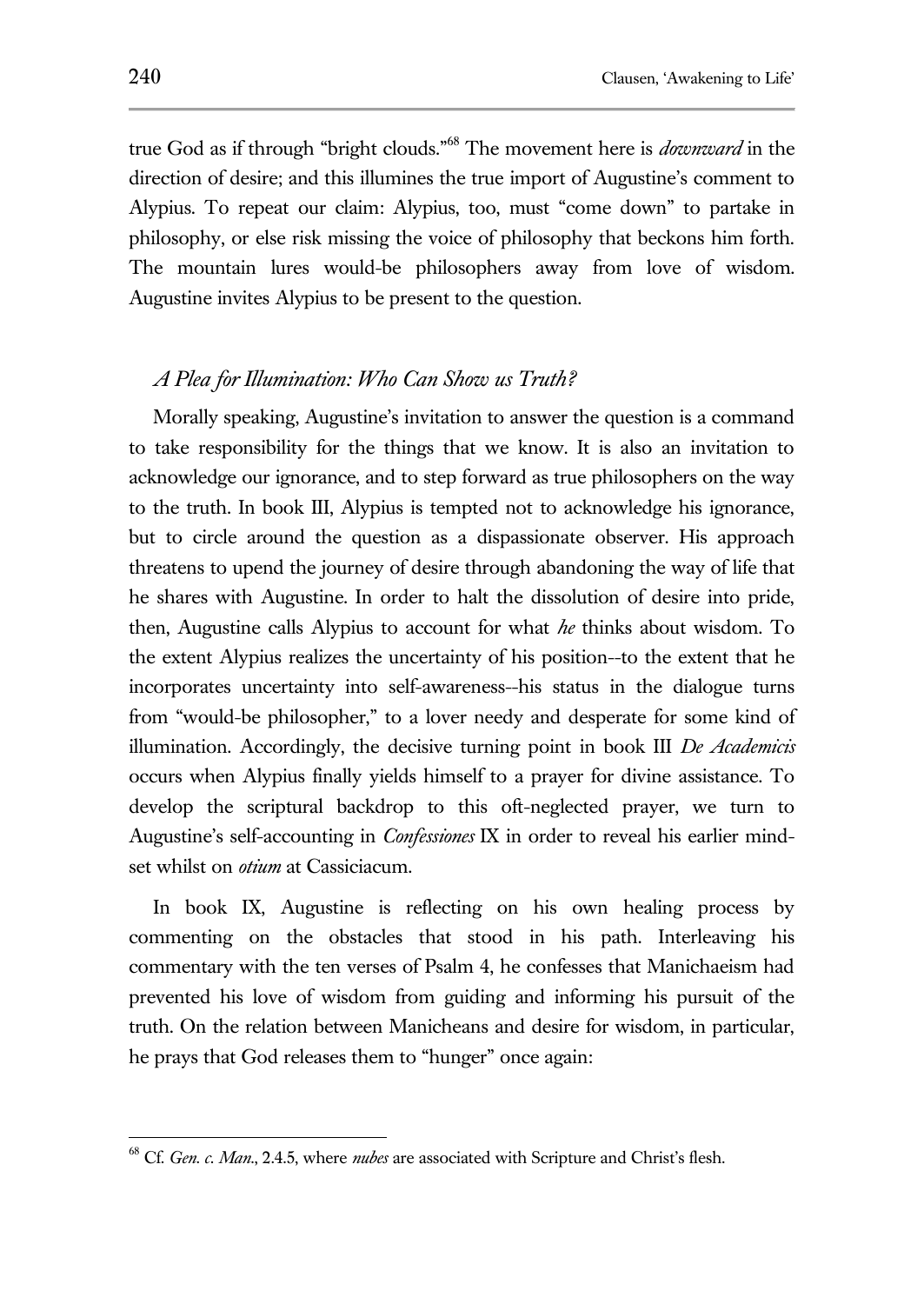true God as if through "bright clouds."[68] The movement here is *downward* in the direction of desire; and this illumines the true import of Augustine's comment to Alypius. To repeat our claim: Alypius, too, must "come down" to partake in philosophy, or else risk missing the voice of philosophy that beckons him forth. The mountain lures would-be philosophers away from love of wisdom. Augustine invites Alypius to be present to the question.

### *A Plea for Illumination: Who Can Show us Truth?*

Morally speaking, Augustine's invitation to answer the question is a command to take responsibility for the things that we know. It is also an invitation to acknowledge our ignorance, and to step forward as true philosophers on the way to the truth. In book III, Alypius is tempted not to acknowledge his ignorance, but to circle around the question as a dispassionate observer. His approach threatens to upend the journey of desire through abandoning the way of life that he shares with Augustine. In order to halt the dissolution of desire into pride, then, Augustine calls Alypius to account for what *he* thinks about wisdom. To the extent Alypius realizes the uncertainty of his position--to the extent that he incorporates uncertainty into self-awareness--his status in the dialogue turns from "would-be philosopher," to a lover needy and desperate for some kind of illumination. Accordingly, the decisive turning point in book III *De Academicis* occurs when Alypius finally yields himself to a prayer for divine assistance. To develop the scriptural backdrop to this oft-neglected prayer, we turn to Augustine's self-accounting in *Confessiones* IX in order to reveal his earlier mind-set whilst on *otium* at Cassiciacum.

In book IX, Augustine is reflecting on his own healing process by commenting on the obstacles that stood in his path. Interleaving his commentary with the ten verses of Psalm 4, he confesses that Manichaeism had prevented his love of wisdom from guiding and informing his pursuit of the truth. On the relation between Manicheans and desire for wisdom, in particular, he prays that God releases them to "hunger" once again:

---

[68] Cf. *Gen. c. Man.*, 2.4.5, where *nubes* are associated with Scripture and Christ's flesh.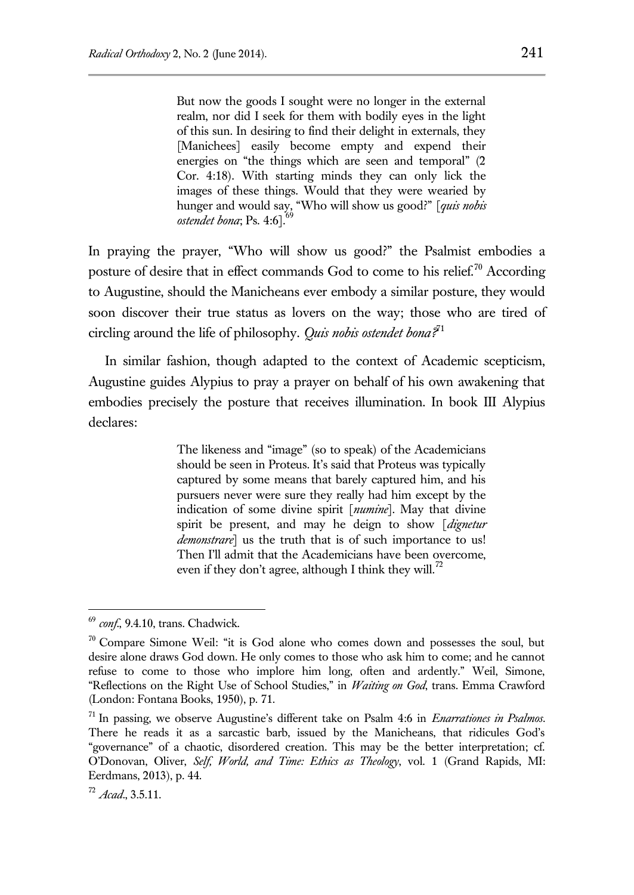> But now the goods I sought were no longer in the external realm, nor did I seek for them with bodily eyes in the light of this sun. In desiring to find their delight in externals, they [Manichees] easily become empty and expend their energies on "the things which are seen and temporal" (2 Cor. 4:18). With starting minds they can only lick the images of these things. Would that they were wearied by hunger and would say, "Who will show us good?" [*quis nobis ostendet bona*; Ps. 4:6].[69]

In praying the prayer, "Who will show us good?" the Psalmist embodies a posture of desire that in effect commands God to come to his relief.[70] According to Augustine, should the Manicheans ever embody a similar posture, they would soon discover their true status as lovers on the way; those who are tired of circling around the life of philosophy. *Quis nobis ostendet bona?*[71]

In similar fashion, though adapted to the context of Academic scepticism, Augustine guides Alypius to pray a prayer on behalf of his own awakening that embodies precisely the posture that receives illumination. In book III Alypius declares:

> The likeness and "image" (so to speak) of the Academicians should be seen in Proteus. It's said that Proteus was typically captured by some means that barely captured him, and his pursuers never were sure they really had him except by the indication of some divine spirit [*numine*]. May that divine spirit be present, and may he deign to show [*dignetur demonstrare*] us the truth that is of such importance to us! Then I'll admit that the Academicians have been overcome, even if they don't agree, although I think they will.[72]

---

[69] *conf.*, 9.4.10, trans. Chadwick.

[70] Compare Simone Weil: "it is God alone who comes down and possesses the soul, but desire alone draws God down. He only comes to those who ask him to come; and he cannot refuse to come to those who implore him long, often and ardently." Weil, Simone, "Reflections on the Right Use of School Studies," in *Waiting on God*, trans. Emma Crawford (London: Fontana Books, 1950), p. 71.

[71] In passing, we observe Augustine's different take on Psalm 4:6 in *Enarrationes in Psalmos*. There he reads it as a sarcastic barb, issued by the Manicheans, that ridicules God's "governance" of a chaotic, disordered creation. This may be the better interpretation; cf. O'Donovan, Oliver, *Self, World, and Time: Ethics as Theology*, vol. 1 (Grand Rapids, MI: Eerdmans, 2013), p. 44.

[72] *Acad.*, 3.5.11.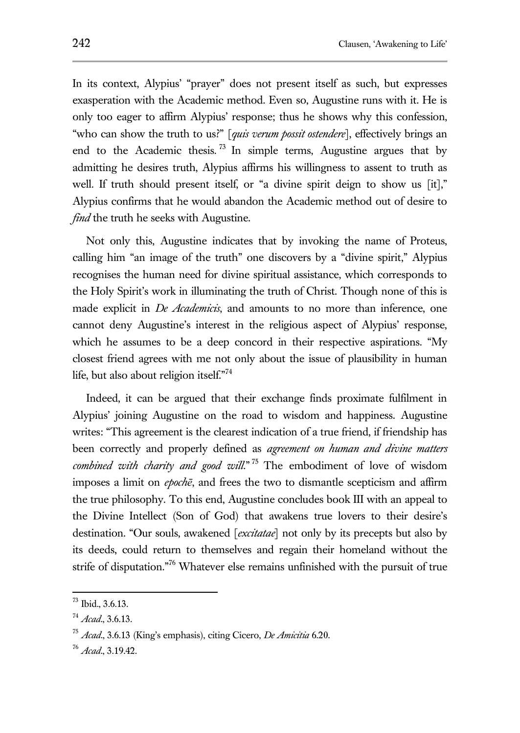In its context, Alypius' "prayer" does not present itself as such, but expresses exasperation with the Academic method. Even so, Augustine runs with it. He is only too eager to affirm Alypius' response; thus he shows why this confession, "who can show the truth to us?" [*quis verum possit ostendere*], effectively brings an end to the Academic thesis.[73] In simple terms, Augustine argues that by admitting he desires truth, Alypius affirms his willingness to assent to truth as well. If truth should present itself, or "a divine spirit deign to show us [it]," Alypius confirms that he would abandon the Academic method out of desire to *find* the truth he seeks with Augustine.

Not only this, Augustine indicates that by invoking the name of Proteus, calling him "an image of the truth" one discovers by a "divine spirit," Alypius recognises the human need for divine spiritual assistance, which corresponds to the Holy Spirit's work in illuminating the truth of Christ. Though none of this is made explicit in *De Academicis*, and amounts to no more than inference, one cannot deny Augustine's interest in the religious aspect of Alypius' response, which he assumes to be a deep concord in their respective aspirations. "My closest friend agrees with me not only about the issue of plausibility in human life, but also about religion itself."[74]

Indeed, it can be argued that their exchange finds proximate fulfilment in Alypius' joining Augustine on the road to wisdom and happiness. Augustine writes: "This agreement is the clearest indication of a true friend, if friendship has been correctly and properly defined as *agreement on human and divine matters combined with charity and good will*."[75] The embodiment of love of wisdom imposes a limit on *epochē*, and frees the two to dismantle scepticism and affirm the true philosophy. To this end, Augustine concludes book III with an appeal to the Divine Intellect (Son of God) that awakens true lovers to their desire's destination. "Our souls, awakened [*excitatae*] not only by its precepts but also by its deeds, could return to themselves and regain their homeland without the strife of disputation."[76] Whatever else remains unfinished with the pursuit of true

---

[73] Ibid., 3.6.13.

[74] *Acad*., 3.6.13.

[75] *Acad*., 3.6.13 (King's emphasis), citing Cicero, *De Amicitia* 6.20.

[76] *Acad*., 3.19.42.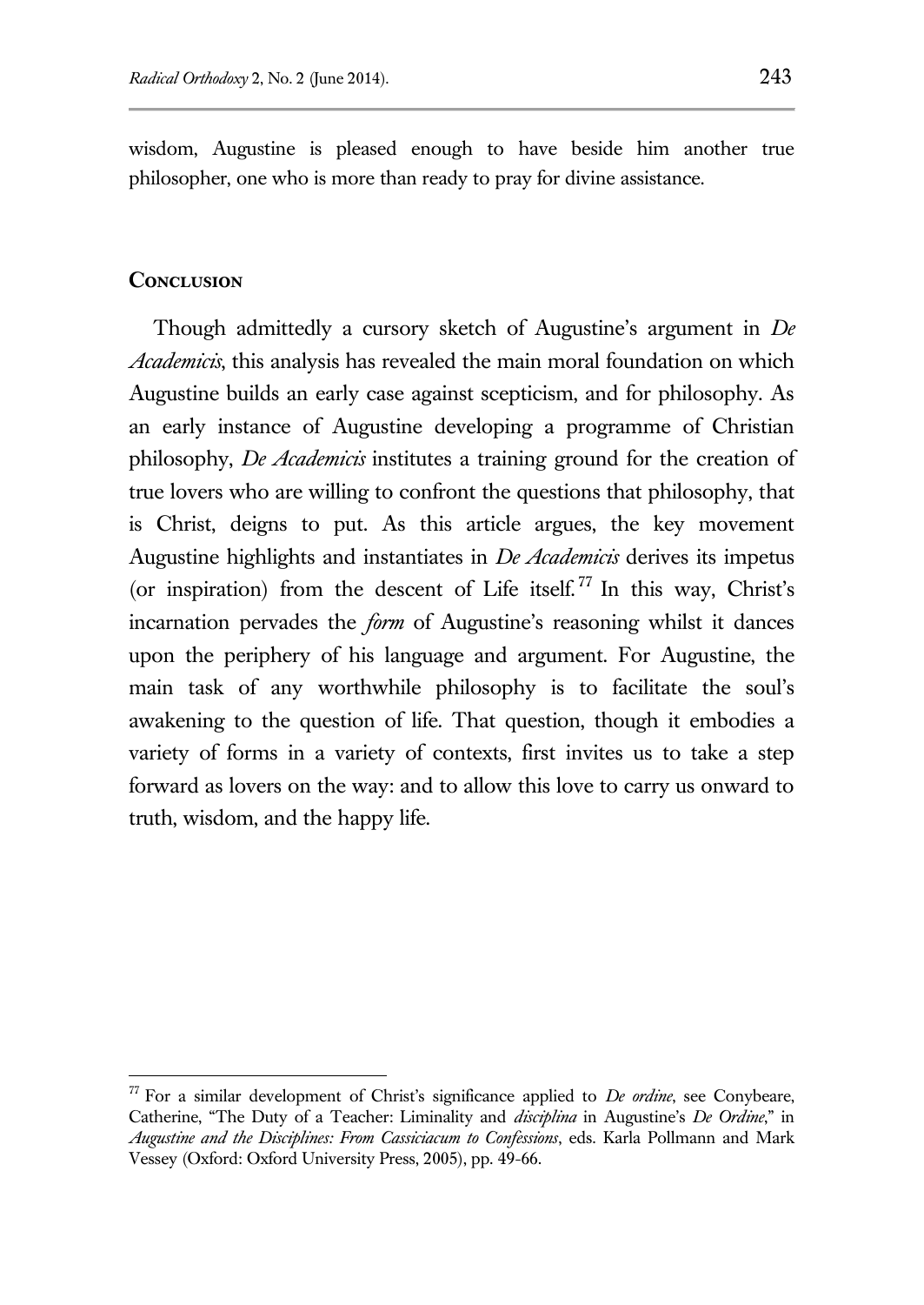wisdom, Augustine is pleased enough to have beside him another true philosopher, one who is more than ready to pray for divine assistance.

## Conclusion

Though admittedly a cursory sketch of Augustine's argument in *De Academicis*, this analysis has revealed the main moral foundation on which Augustine builds an early case against scepticism, and for philosophy. As an early instance of Augustine developing a programme of Christian philosophy, *De Academicis* institutes a training ground for the creation of true lovers who are willing to confront the questions that philosophy, that is Christ, deigns to put. As this article argues, the key movement Augustine highlights and instantiates in *De Academicis* derives its impetus (or inspiration) from the descent of Life itself.[77] In this way, Christ's incarnation pervades the *form* of Augustine's reasoning whilst it dances upon the periphery of his language and argument. For Augustine, the main task of any worthwhile philosophy is to facilitate the soul's awakening to the question of life. That question, though it embodies a variety of forms in a variety of contexts, first invites us to take a step forward as lovers on the way: and to allow this love to carry us onward to truth, wisdom, and the happy life.

---

[77] For a similar development of Christ's significance applied to *De ordine*, see Conybeare, Catherine, "The Duty of a Teacher: Liminality and *disciplina* in Augustine's *De Ordine*," in *Augustine and the Disciplines: From Cassiciacum to Confessions*, eds. Karla Pollmann and Mark Vessey (Oxford: Oxford University Press, 2005), pp. 49-66.